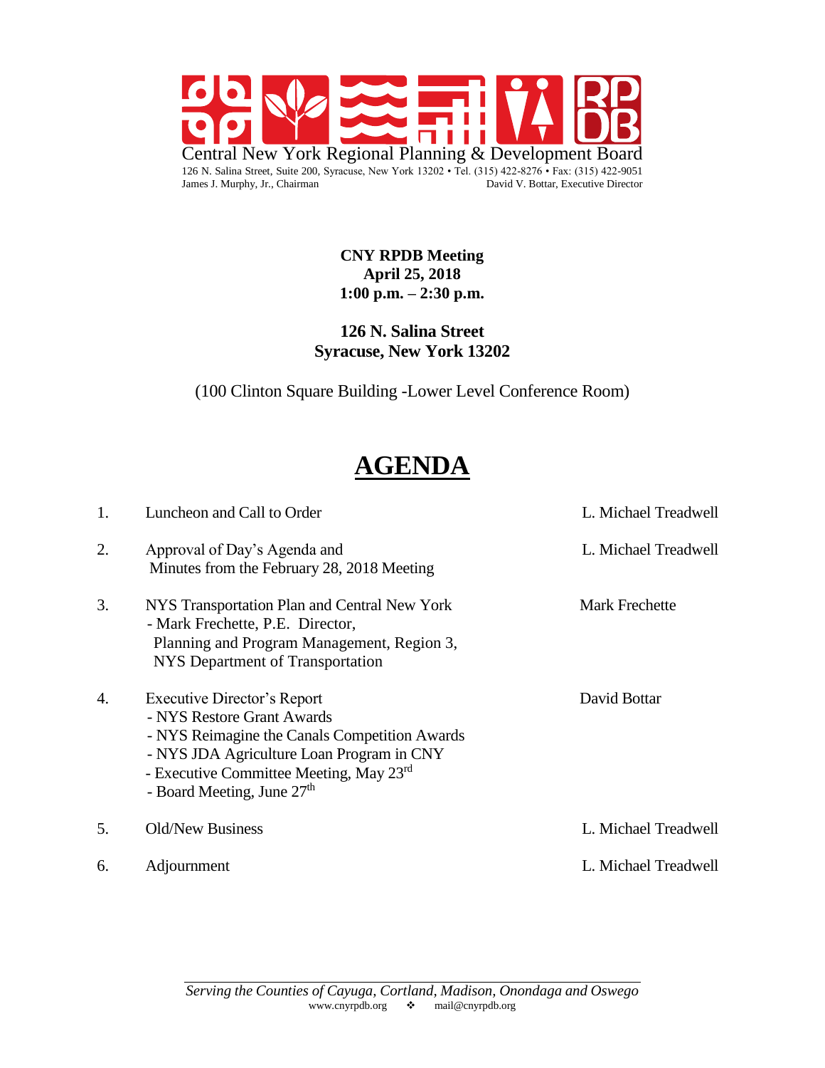Central New York Regional Planning & Development Board

126 N. Salina Street, Suite 200, Syracuse, New York 13202 • Tel. (315) 422-8276 • Fax: (315) 422-9051

James J. Murphy, Jr., Chairman — David V. Bottar, Executive Director

**CNY RPDB Meeting**
**April 25, 2018**
**1:00 p.m. – 2:30 p.m.**

**126 N. Salina Street**
**Syracuse, New York 13202**

(100 Clinton Square Building -Lower Level Conference Room)

# AGENDA

| | | |
|---|---|---|
| 1. | Luncheon and Call to Order | L. Michael Treadwell |
| 2. | Approval of Day's Agenda and Minutes from the February 28, 2018 Meeting | L. Michael Treadwell |
| 3. | NYS Transportation Plan and Central New York<br>- Mark Frechette, P.E. Director, Planning and Program Management, Region 3, NYS Department of Transportation | Mark Frechette |
| 4. | Executive Director's Report<br>- NYS Restore Grant Awards<br>- NYS Reimagine the Canals Competition Awards<br>- NYS JDA Agriculture Loan Program in CNY<br>- Executive Committee Meeting, May 23rd<br>- Board Meeting, June 27th | David Bottar |
| 5. | Old/New Business | L. Michael Treadwell |
| 6. | Adjournment | L. Michael Treadwell |

*Serving the Counties of Cayuga, Cortland, Madison, Onondaga and Oswego*

www.cnyrpdb.org ❖ mail@cnyrpdb.org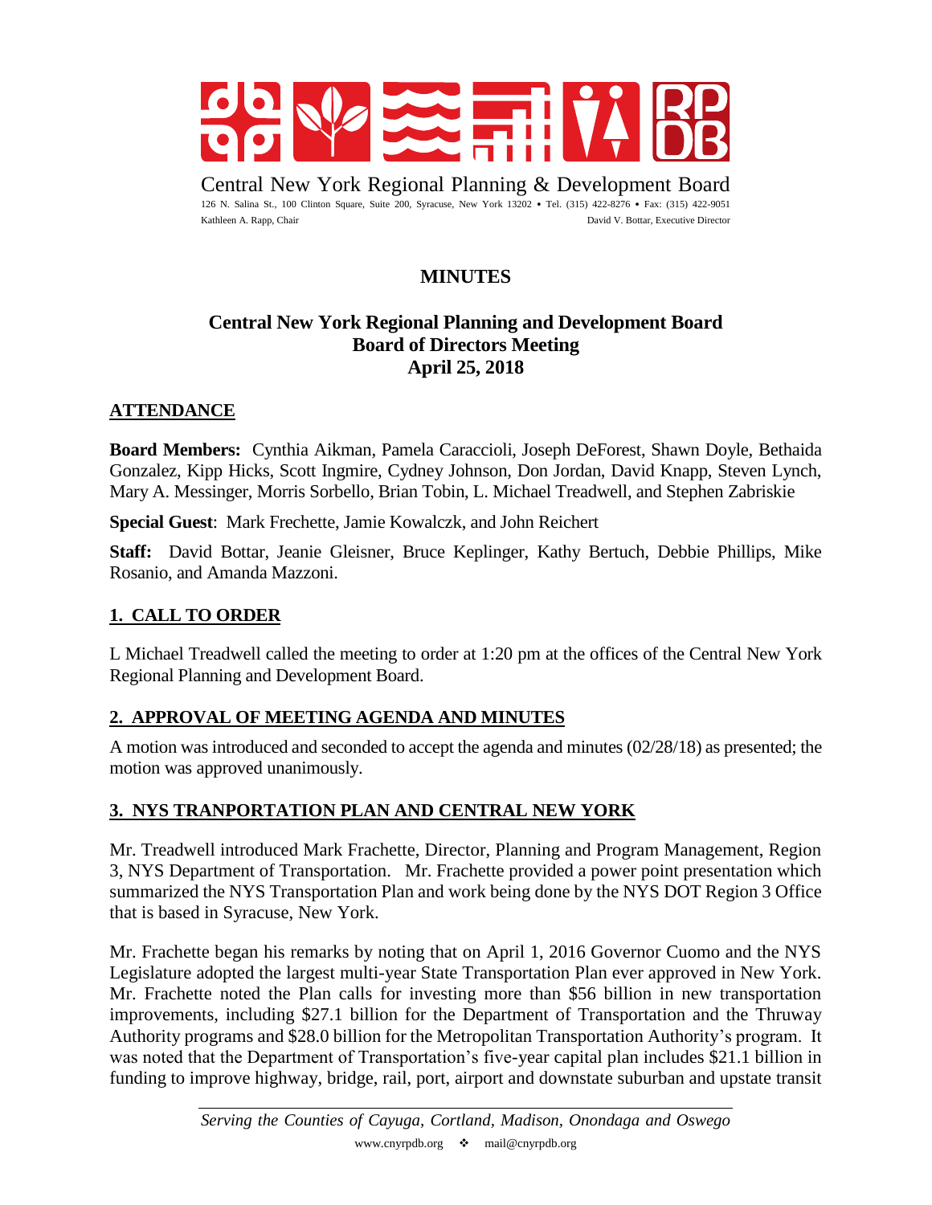Central New York Regional Planning & Development Board

126 N. Salina St., 100 Clinton Square, Suite 200, Syracuse, New York 13202 • Tel. (315) 422-8276 • Fax: (315) 422-9051

Kathleen A. Rapp, Chair — David V. Bottar, Executive Director

# MINUTES

## Central New York Regional Planning and Development Board
## Board of Directors Meeting
## April 25, 2018

### ATTENDANCE

**Board Members:** Cynthia Aikman, Pamela Caraccioli, Joseph DeForest, Shawn Doyle, Bethaida Gonzalez, Kipp Hicks, Scott Ingmire, Cydney Johnson, Don Jordan, David Knapp, Steven Lynch, Mary A. Messinger, Morris Sorbello, Brian Tobin, L. Michael Treadwell, and Stephen Zabriskie

**Special Guest**: Mark Frechette, Jamie Kowalczk, and John Reichert

**Staff:** David Bottar, Jeanie Gleisner, Bruce Keplinger, Kathy Bertuch, Debbie Phillips, Mike Rosanio, and Amanda Mazzoni.

### 1. CALL TO ORDER

L Michael Treadwell called the meeting to order at 1:20 pm at the offices of the Central New York Regional Planning and Development Board.

### 2. APPROVAL OF MEETING AGENDA AND MINUTES

A motion was introduced and seconded to accept the agenda and minutes (02/28/18) as presented; the motion was approved unanimously.

### 3. NYS TRANPORTATION PLAN AND CENTRAL NEW YORK

Mr. Treadwell introduced Mark Frachette, Director, Planning and Program Management, Region 3, NYS Department of Transportation. Mr. Frachette provided a power point presentation which summarized the NYS Transportation Plan and work being done by the NYS DOT Region 3 Office that is based in Syracuse, New York.

Mr. Frachette began his remarks by noting that on April 1, 2016 Governor Cuomo and the NYS Legislature adopted the largest multi-year State Transportation Plan ever approved in New York. Mr. Frachette noted the Plan calls for investing more than $56 billion in new transportation improvements, including $27.1 billion for the Department of Transportation and the Thruway Authority programs and $28.0 billion for the Metropolitan Transportation Authority's program. It was noted that the Department of Transportation's five-year capital plan includes $21.1 billion in funding to improve highway, bridge, rail, port, airport and downstate suburban and upstate transit

*Serving the Counties of Cayuga, Cortland, Madison, Onondaga and Oswego*

www.cnyrpdb.org ❖ mail@cnyrpdb.org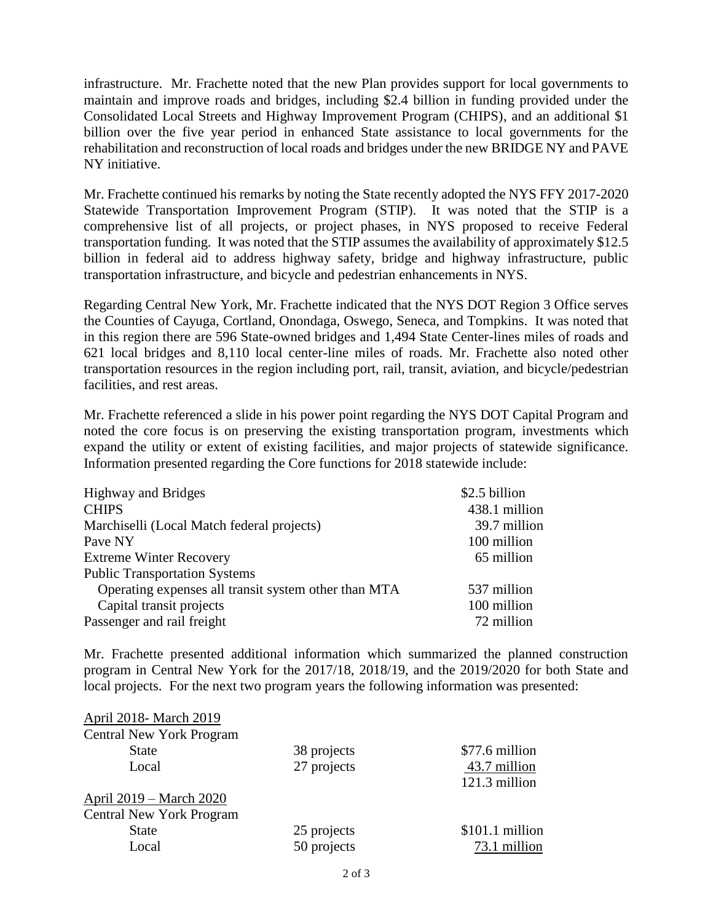infrastructure. Mr. Frachette noted that the new Plan provides support for local governments to maintain and improve roads and bridges, including $2.4 billion in funding provided under the Consolidated Local Streets and Highway Improvement Program (CHIPS), and an additional $1 billion over the five year period in enhanced State assistance to local governments for the rehabilitation and reconstruction of local roads and bridges under the new BRIDGE NY and PAVE NY initiative.

Mr. Frachette continued his remarks by noting the State recently adopted the NYS FFY 2017-2020 Statewide Transportation Improvement Program (STIP). It was noted that the STIP is a comprehensive list of all projects, or project phases, in NYS proposed to receive Federal transportation funding. It was noted that the STIP assumes the availability of approximately $12.5 billion in federal aid to address highway safety, bridge and highway infrastructure, public transportation infrastructure, and bicycle and pedestrian enhancements in NYS.

Regarding Central New York, Mr. Frachette indicated that the NYS DOT Region 3 Office serves the Counties of Cayuga, Cortland, Onondaga, Oswego, Seneca, and Tompkins. It was noted that in this region there are 596 State-owned bridges and 1,494 State Center-lines miles of roads and 621 local bridges and 8,110 local center-line miles of roads. Mr. Frachette also noted other transportation resources in the region including port, rail, transit, aviation, and bicycle/pedestrian facilities, and rest areas.

Mr. Frachette referenced a slide in his power point regarding the NYS DOT Capital Program and noted the core focus is on preserving the existing transportation program, investments which expand the utility or extent of existing facilities, and major projects of statewide significance. Information presented regarding the Core functions for 2018 statewide include:

| | |
|---|---|
| Highway and Bridges | $2.5 billion |
| CHIPS | 438.1 million |
| Marchiselli (Local Match federal projects) | 39.7 million |
| Pave NY | 100 million |
| Extreme Winter Recovery | 65 million |
| Public Transportation Systems | |
| Operating expenses all transit system other than MTA | 537 million |
| Capital transit projects | 100 million |
| Passenger and rail freight | 72 million |

Mr. Frachette presented additional information which summarized the planned construction program in Central New York for the 2017/18, 2018/19, and the 2019/2020 for both State and local projects. For the next two program years the following information was presented:

| | | |
|---|---|---|
| April 2018- March 2019 | | |
| Central New York Program | | |
| State | 38 projects | $77.6 million |
| Local | 27 projects | 43.7 million |
| | | 121.3 million |
| April 2019 – March 2020 | | |
| Central New York Program | | |
| State | 25 projects | $101.1 million |
| Local | 50 projects | 73.1 million |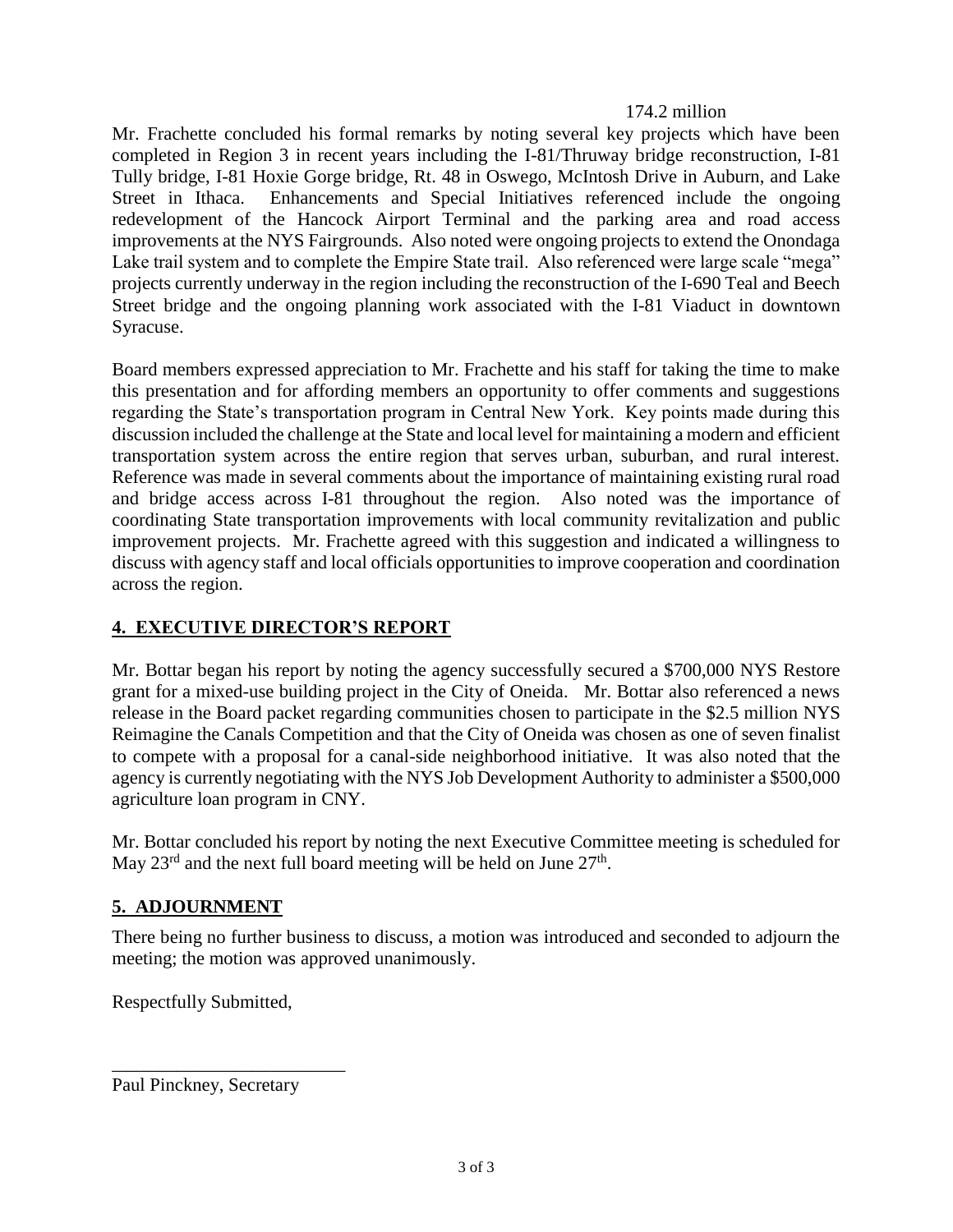174.2 million

Mr. Frachette concluded his formal remarks by noting several key projects which have been completed in Region 3 in recent years including the I-81/Thruway bridge reconstruction, I-81 Tully bridge, I-81 Hoxie Gorge bridge, Rt. 48 in Oswego, McIntosh Drive in Auburn, and Lake Street in Ithaca. Enhancements and Special Initiatives referenced include the ongoing redevelopment of the Hancock Airport Terminal and the parking area and road access improvements at the NYS Fairgrounds. Also noted were ongoing projects to extend the Onondaga Lake trail system and to complete the Empire State trail. Also referenced were large scale "mega" projects currently underway in the region including the reconstruction of the I-690 Teal and Beech Street bridge and the ongoing planning work associated with the I-81 Viaduct in downtown Syracuse.

Board members expressed appreciation to Mr. Frachette and his staff for taking the time to make this presentation and for affording members an opportunity to offer comments and suggestions regarding the State's transportation program in Central New York. Key points made during this discussion included the challenge at the State and local level for maintaining a modern and efficient transportation system across the entire region that serves urban, suburban, and rural interest. Reference was made in several comments about the importance of maintaining existing rural road and bridge access across I-81 throughout the region. Also noted was the importance of coordinating State transportation improvements with local community revitalization and public improvement projects. Mr. Frachette agreed with this suggestion and indicated a willingness to discuss with agency staff and local officials opportunities to improve cooperation and coordination across the region.

## 4. EXECUTIVE DIRECTOR'S REPORT

Mr. Bottar began his report by noting the agency successfully secured a $700,000 NYS Restore grant for a mixed-use building project in the City of Oneida. Mr. Bottar also referenced a news release in the Board packet regarding communities chosen to participate in the $2.5 million NYS Reimagine the Canals Competition and that the City of Oneida was chosen as one of seven finalist to compete with a proposal for a canal-side neighborhood initiative. It was also noted that the agency is currently negotiating with the NYS Job Development Authority to administer a $500,000 agriculture loan program in CNY.

Mr. Bottar concluded his report by noting the next Executive Committee meeting is scheduled for May 23rd and the next full board meeting will be held on June 27th.

## 5. ADJOURNMENT

There being no further business to discuss, a motion was introduced and seconded to adjourn the meeting; the motion was approved unanimously.

Respectfully Submitted,

\_\_\_\_\_\_\_\_\_\_\_\_\_\_\_\_\_\_\_\_\_\_\_\_\_\_

Paul Pinckney, Secretary